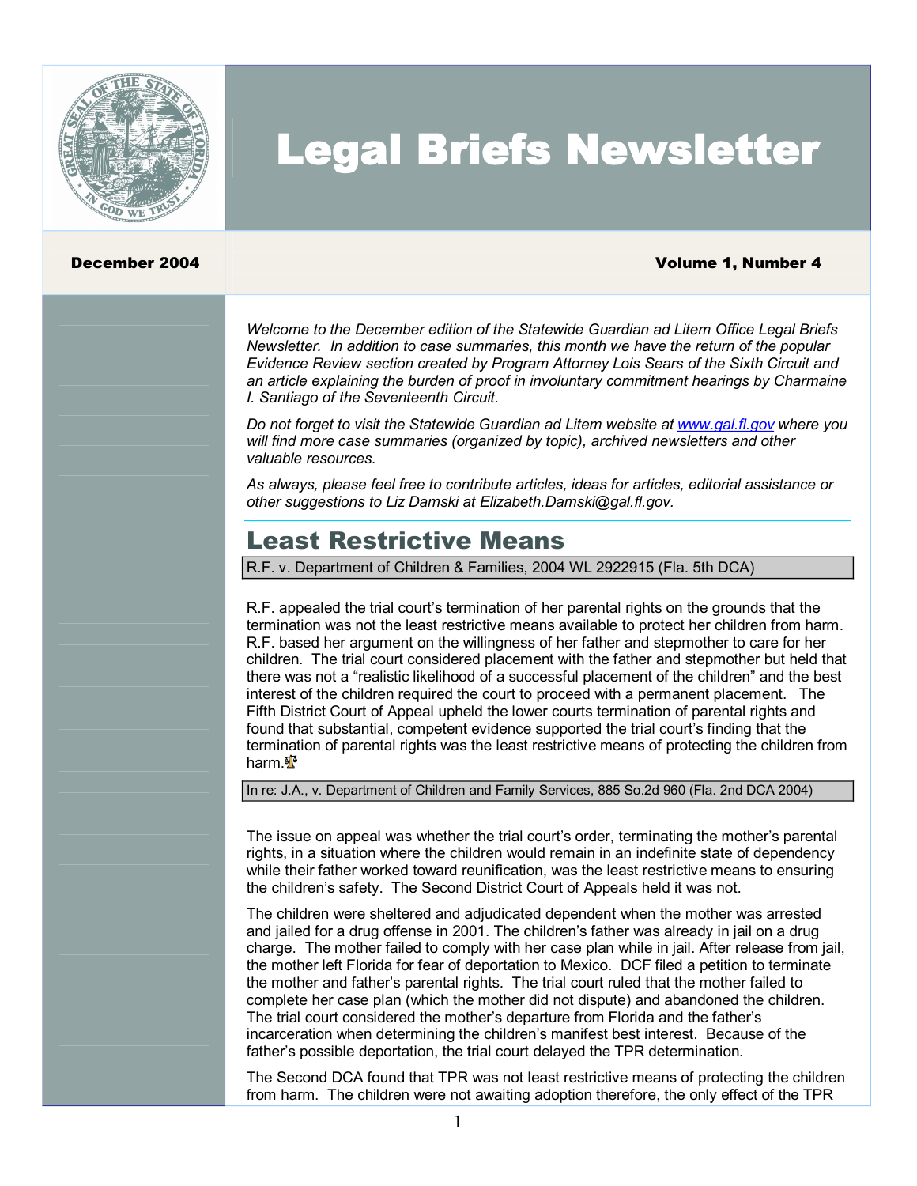# Legal Briefs Newsletter

**December 2004** | **Volume 1, Number 4**

*Welcome to the December edition of the Statewide Guardian ad Litem Office Legal Briefs Newsletter. In addition to case summaries, this month we have the return of the popular Evidence Review section created by Program Attorney Lois Sears of the Sixth Circuit and an article explaining the burden of proof in involuntary commitment hearings by Charmaine I. Santiago of the Seventeenth Circuit.*

*Do not forget to visit the Statewide Guardian ad Litem website at [www.gal.fl.gov](http://www.gal.fl.gov) where you will find more case summaries (organized by topic), archived newsletters and other valuable resources.*

*As always, please feel free to contribute articles, ideas for articles, editorial assistance or other suggestions to Liz Damski at Elizabeth.Damski@gal.fl.gov.*

## Least Restrictive Means

R.F. v. Department of Children & Families, 2004 WL 2922915 (Fla. 5th DCA)

R.F. appealed the trial court's termination of her parental rights on the grounds that the termination was not the least restrictive means available to protect her children from harm. R.F. based her argument on the willingness of her father and stepmother to care for her children. The trial court considered placement with the father and stepmother but held that there was not a "realistic likelihood of a successful placement of the children" and the best interest of the children required the court to proceed with a permanent placement. The Fifth District Court of Appeal upheld the lower courts termination of parental rights and found that substantial, competent evidence supported the trial court's finding that the termination of parental rights was the least restrictive means of protecting the children from harm.

In re: J.A., v. Department of Children and Family Services, 885 So.2d 960 (Fla. 2nd DCA 2004)

The issue on appeal was whether the trial court's order, terminating the mother's parental rights, in a situation where the children would remain in an indefinite state of dependency while their father worked toward reunification, was the least restrictive means to ensuring the children's safety. The Second District Court of Appeals held it was not.

The children were sheltered and adjudicated dependent when the mother was arrested and jailed for a drug offense in 2001. The children's father was already in jail on a drug charge. The mother failed to comply with her case plan while in jail. After release from jail, the mother left Florida for fear of deportation to Mexico. DCF filed a petition to terminate the mother and father's parental rights. The trial court ruled that the mother failed to complete her case plan (which the mother did not dispute) and abandoned the children. The trial court considered the mother's departure from Florida and the father's incarceration when determining the children's manifest best interest. Because of the father's possible deportation, the trial court delayed the TPR determination.

The Second DCA found that TPR was not least restrictive means of protecting the children from harm. The children were not awaiting adoption therefore, the only effect of the TPR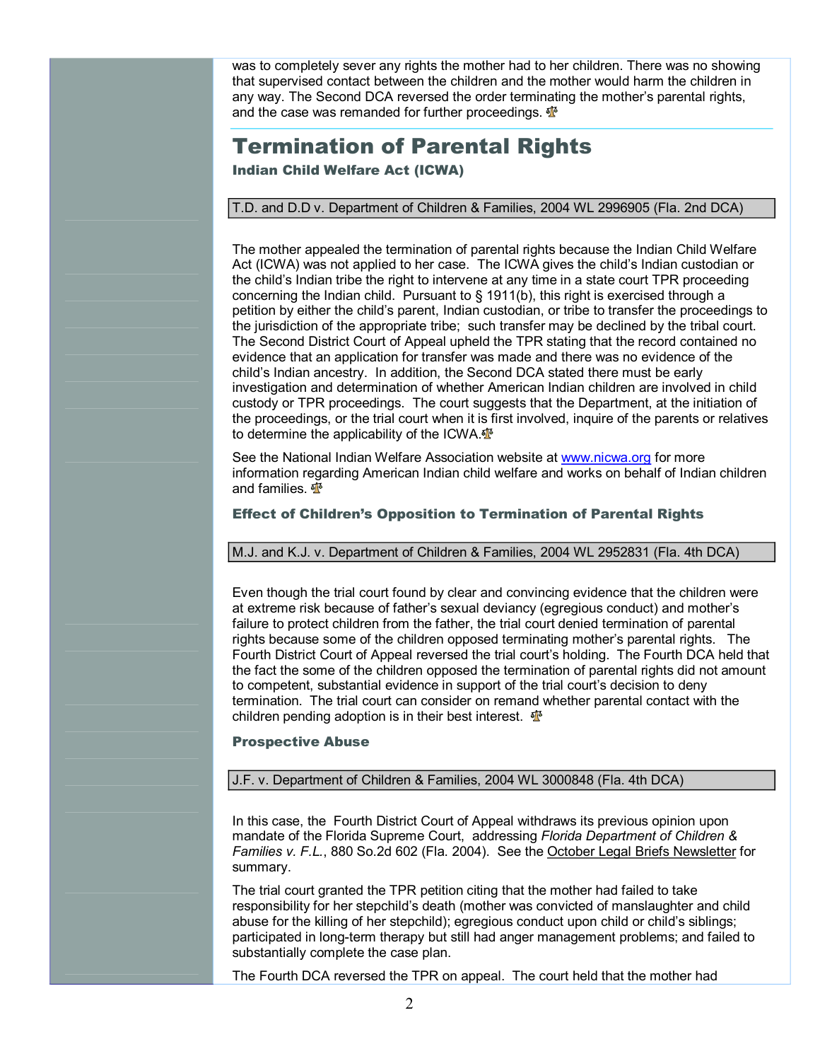was to completely sever any rights the mother had to her children. There was no showing that supervised contact between the children and the mother would harm the children in any way. The Second DCA reversed the order terminating the mother's parental rights, and the case was remanded for further proceedings.

# Termination of Parental Rights

### Indian Child Welfare Act (ICWA)

T.D. and D.D v. Department of Children & Families, 2004 WL 2996905 (Fla. 2nd DCA)

The mother appealed the termination of parental rights because the Indian Child Welfare Act (ICWA) was not applied to her case. The ICWA gives the child's Indian custodian or the child's Indian tribe the right to intervene at any time in a state court TPR proceeding concerning the Indian child. Pursuant to § 1911(b), this right is exercised through a petition by either the child's parent, Indian custodian, or tribe to transfer the proceedings to the jurisdiction of the appropriate tribe; such transfer may be declined by the tribal court. The Second District Court of Appeal upheld the TPR stating that the record contained no evidence that an application for transfer was made and there was no evidence of the child's Indian ancestry. In addition, the Second DCA stated there must be early investigation and determination of whether American Indian children are involved in child custody or TPR proceedings. The court suggests that the Department, at the initiation of the proceedings, or the trial court when it is first involved, inquire of the parents or relatives to determine the applicability of the ICWA.

See the National Indian Welfare Association website at [www.nicwa.org](http://www.nicwa.org) for more information regarding American Indian child welfare and works on behalf of Indian children and families.

### Effect of Children's Opposition to Termination of Parental Rights

M.J. and K.J. v. Department of Children & Families, 2004 WL 2952831 (Fla. 4th DCA)

Even though the trial court found by clear and convincing evidence that the children were at extreme risk because of father's sexual deviancy (egregious conduct) and mother's failure to protect children from the father, the trial court denied termination of parental rights because some of the children opposed terminating mother's parental rights. The Fourth District Court of Appeal reversed the trial court's holding. The Fourth DCA held that the fact the some of the children opposed the termination of parental rights did not amount to competent, substantial evidence in support of the trial court's decision to deny termination. The trial court can consider on remand whether parental contact with the children pending adoption is in their best interest.

### Prospective Abuse

J.F. v. Department of Children & Families, 2004 WL 3000848 (Fla. 4th DCA)

In this case, the Fourth District Court of Appeal withdraws its previous opinion upon mandate of the Florida Supreme Court, addressing *Florida Department of Children & Families v. F.L.*, 880 So.2d 602 (Fla. 2004). See the October Legal Briefs Newsletter for summary.

The trial court granted the TPR petition citing that the mother had failed to take responsibility for her stepchild's death (mother was convicted of manslaughter and child abuse for the killing of her stepchild); egregious conduct upon child or child's siblings; participated in long-term therapy but still had anger management problems; and failed to substantially complete the case plan.

The Fourth DCA reversed the TPR on appeal. The court held that the mother had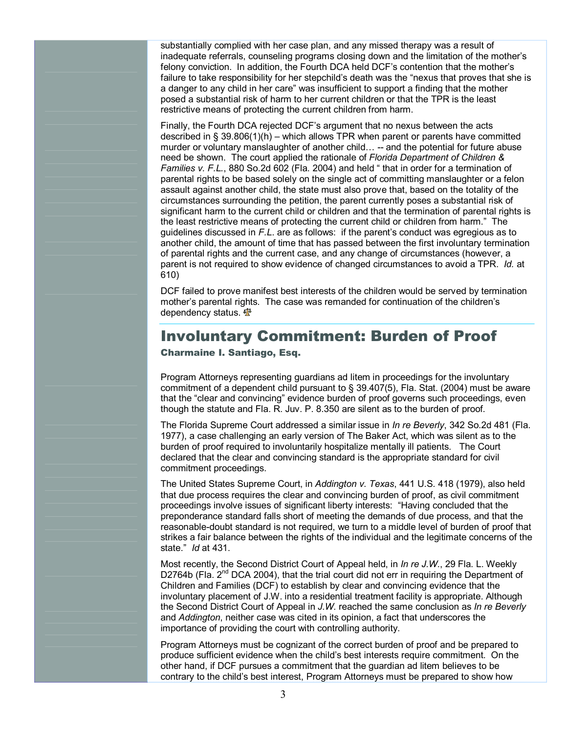substantially complied with her case plan, and any missed therapy was a result of inadequate referrals, counseling programs closing down and the limitation of the mother's felony conviction. In addition, the Fourth DCA held DCF's contention that the mother's failure to take responsibility for her stepchild's death was the "nexus that proves that she is a danger to any child in her care" was insufficient to support a finding that the mother posed a substantial risk of harm to her current children or that the TPR is the least restrictive means of protecting the current children from harm.

Finally, the Fourth DCA rejected DCF's argument that no nexus between the acts described in § 39.806(1)(h) – which allows TPR when parent or parents have committed murder or voluntary manslaughter of another child… -- and the potential for future abuse need be shown. The court applied the rationale of *Florida Department of Children & Families v. F.L.*, 880 So.2d 602 (Fla. 2004) and held " that in order for a termination of parental rights to be based solely on the single act of committing manslaughter or a felon assault against another child, the state must also prove that, based on the totality of the circumstances surrounding the petition, the parent currently poses a substantial risk of significant harm to the current child or children and that the termination of parental rights is the least restrictive means of protecting the current child or children from harm." The guidelines discussed in *F.L.* are as follows: if the parent's conduct was egregious as to another child, the amount of time that has passed between the first involuntary termination of parental rights and the current case, and any change of circumstances (however, a parent is not required to show evidence of changed circumstances to avoid a TPR. *Id.* at 610)

DCF failed to prove manifest best interests of the children would be served by termination mother's parental rights. The case was remanded for continuation of the children's dependency status.

## Involuntary Commitment: Burden of Proof

**Charmaine I. Santiago, Esq.**

Program Attorneys representing guardians ad litem in proceedings for the involuntary commitment of a dependent child pursuant to § 39.407(5), Fla. Stat. (2004) must be aware that the "clear and convincing" evidence burden of proof governs such proceedings, even though the statute and Fla. R. Juv. P. 8.350 are silent as to the burden of proof.

The Florida Supreme Court addressed a similar issue in *In re Beverly*, 342 So.2d 481 (Fla. 1977), a case challenging an early version of The Baker Act, which was silent as to the burden of proof required to involuntarily hospitalize mentally ill patients. The Court declared that the clear and convincing standard is the appropriate standard for civil commitment proceedings.

The United States Supreme Court, in *Addington v. Texas*, 441 U.S. 418 (1979), also held that due process requires the clear and convincing burden of proof, as civil commitment proceedings involve issues of significant liberty interests: "Having concluded that the preponderance standard falls short of meeting the demands of due process, and that the reasonable-doubt standard is not required, we turn to a middle level of burden of proof that strikes a fair balance between the rights of the individual and the legitimate concerns of the state." *Id* at 431.

Most recently, the Second District Court of Appeal held, in *In re J.W.*, 29 Fla. L. Weekly D2764b (Fla. 2nd DCA 2004), that the trial court did not err in requiring the Department of Children and Families (DCF) to establish by clear and convincing evidence that the involuntary placement of J.W. into a residential treatment facility is appropriate. Although the Second District Court of Appeal in *J.W.* reached the same conclusion as *In re Beverly* and *Addington*, neither case was cited in its opinion, a fact that underscores the importance of providing the court with controlling authority.

Program Attorneys must be cognizant of the correct burden of proof and be prepared to produce sufficient evidence when the child's best interests require commitment. On the other hand, if DCF pursues a commitment that the guardian ad litem believes to be contrary to the child's best interest, Program Attorneys must be prepared to show how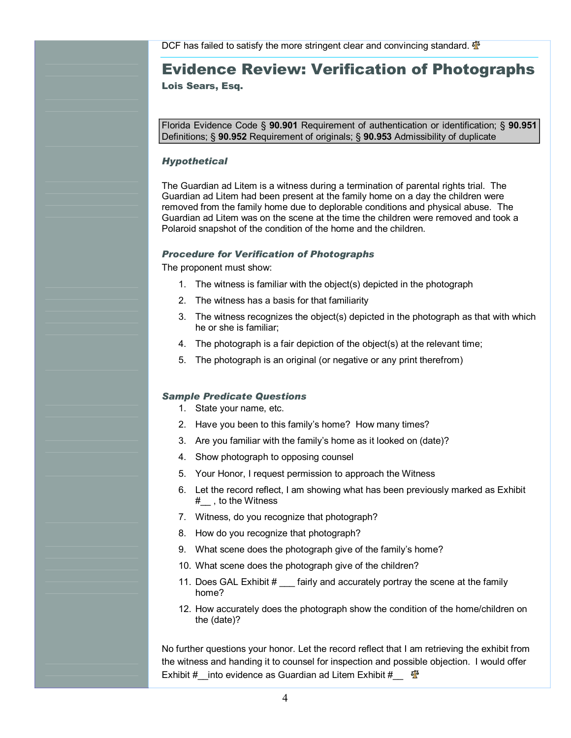DCF has failed to satisfy the more stringent clear and convincing standard.

# Evidence Review: Verification of Photographs

**Lois Sears, Esq.**

| Florida Evidence Code § **90.901** Requirement of authentication or identification; § **90.951** Definitions; § **90.952** Requirement of originals; § **90.953** Admissibility of duplicate |
|---|

### *Hypothetical*

The Guardian ad Litem is a witness during a termination of parental rights trial. The Guardian ad Litem had been present at the family home on a day the children were removed from the family home due to deplorable conditions and physical abuse. The Guardian ad Litem was on the scene at the time the children were removed and took a Polaroid snapshot of the condition of the home and the children.

### *Procedure for Verification of Photographs*

The proponent must show:

1. The witness is familiar with the object(s) depicted in the photograph
2. The witness has a basis for that familiarity
3. The witness recognizes the object(s) depicted in the photograph as that with which he or she is familiar;
4. The photograph is a fair depiction of the object(s) at the relevant time;
5. The photograph is an original (or negative or any print therefrom)

### *Sample Predicate Questions*

1. State your name, etc.
2. Have you been to this family's home? How many times?
3. Are you familiar with the family's home as it looked on (date)?
4. Show photograph to opposing counsel
5. Your Honor, I request permission to approach the Witness
6. Let the record reflect, I am showing what has been previously marked as Exhibit #__ , to the Witness
7. Witness, do you recognize that photograph?
8. How do you recognize that photograph?
9. What scene does the photograph give of the family's home?
10. What scene does the photograph give of the children?
11. Does GAL Exhibit # ___ fairly and accurately portray the scene at the family home?
12. How accurately does the photograph show the condition of the home/children on the (date)?

No further questions your honor. Let the record reflect that I am retrieving the exhibit from the witness and handing it to counsel for inspection and possible objection. I would offer Exhibit #__into evidence as Guardian ad Litem Exhibit #__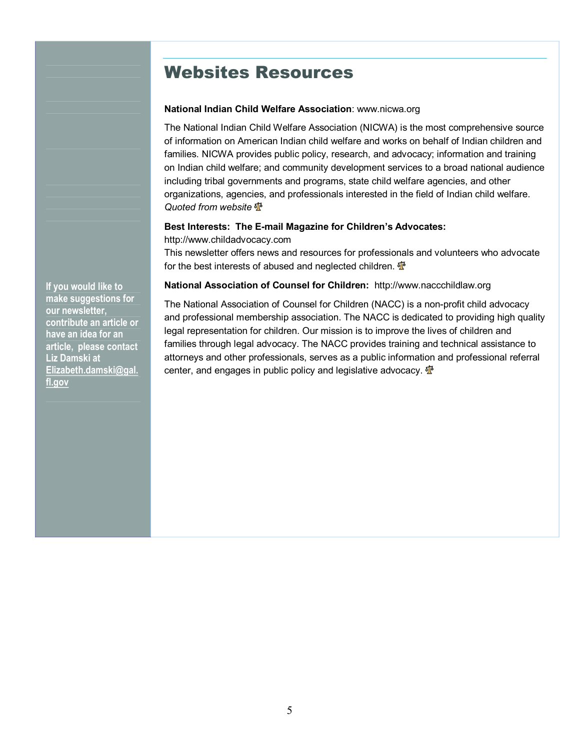# Websites Resources

**National Indian Child Welfare Association**: www.nicwa.org

The National Indian Child Welfare Association (NICWA) is the most comprehensive source of information on American Indian child welfare and works on behalf of Indian children and families. NICWA provides public policy, research, and advocacy; information and training on Indian child welfare; and community development services to a broad national audience including tribal governments and programs, state child welfare agencies, and other organizations, agencies, and professionals interested in the field of Indian child welfare. *Quoted from website*

**Best Interests: The E-mail Magazine for Children's Advocates:**
http://www.childadvocacy.com
This newsletter offers news and resources for professionals and volunteers who advocate for the best interests of abused and neglected children.

**National Association of Counsel for Children:** http://www.naccchildlaw.org

The National Association of Counsel for Children (NACC) is a non-profit child advocacy and professional membership association. The NACC is dedicated to providing high quality legal representation for children. Our mission is to improve the lives of children and families through legal advocacy. The NACC provides training and technical assistance to attorneys and other professionals, serves as a public information and professional referral center, and engages in public policy and legislative advocacy.

**If you would like to make suggestions for our newsletter, contribute an article or have an idea for an article, please contact Liz Damski at Elizabeth.damski@gal.fl.gov**